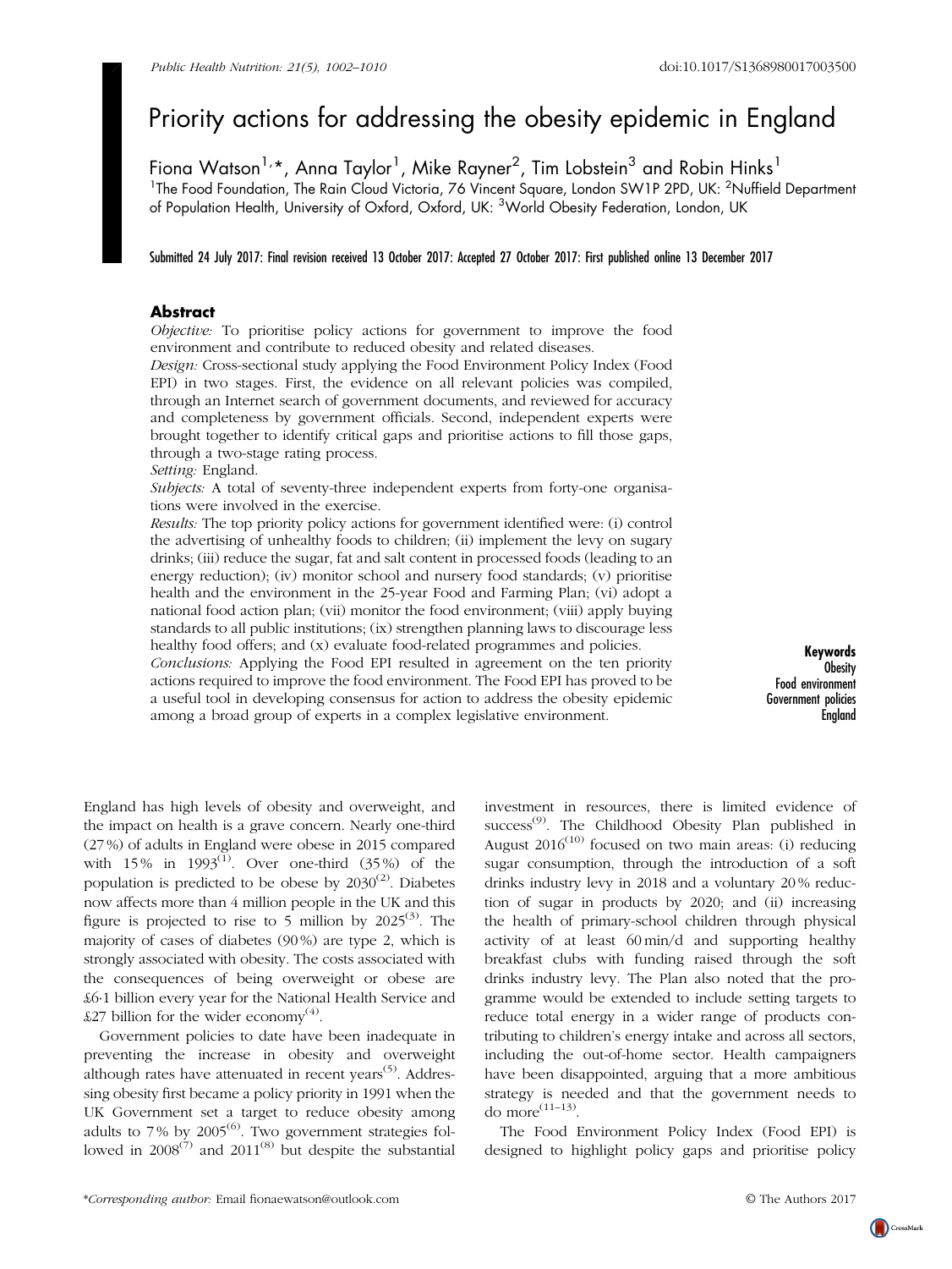# Priority actions for addressing the obesity epidemic in England

Fiona Watson[1,*], Anna Taylor[1], Mike Rayner[2], Tim Lobstein[3] and Robin Hinks[1]

[1]The Food Foundation, The Rain Cloud Victoria, 76 Vincent Square, London SW1P 2PD, UK: [2]Nuffield Department of Population Health, University of Oxford, Oxford, UK: [3]World Obesity Federation, London, UK

Submitted 24 July 2017: Final revision received 13 October 2017: Accepted 27 October 2017: First published online 13 December 2017

## Abstract

*Objective:* To prioritise policy actions for government to improve the food environment and contribute to reduced obesity and related diseases.

*Design:* Cross-sectional study applying the Food Environment Policy Index (Food EPI) in two stages. First, the evidence on all relevant policies was compiled, through an Internet search of government documents, and reviewed for accuracy and completeness by government officials. Second, independent experts were brought together to identify critical gaps and prioritise actions to fill those gaps, through a two-stage rating process.

*Setting:* England.

*Subjects:* A total of seventy-three independent experts from forty-one organisations were involved in the exercise.

*Results:* The top priority policy actions for government identified were: (i) control the advertising of unhealthy foods to children; (ii) implement the levy on sugary drinks; (iii) reduce the sugar, fat and salt content in processed foods (leading to an energy reduction); (iv) monitor school and nursery food standards; (v) prioritise health and the environment in the 25-year Food and Farming Plan; (vi) adopt a national food action plan; (vii) monitor the food environment; (viii) apply buying standards to all public institutions; (ix) strengthen planning laws to discourage less healthy food offers; and (x) evaluate food-related programmes and policies.

*Conclusions:* Applying the Food EPI resulted in agreement on the ten priority actions required to improve the food environment. The Food EPI has proved to be a useful tool in developing consensus for action to address the obesity epidemic among a broad group of experts in a complex legislative environment.

**Keywords**
Obesity
Food environment
Government policies
England

England has high levels of obesity and overweight, and the impact on health is a grave concern. Nearly one-third (27 %) of adults in England were obese in 2015 compared with 15 % in 1993[1]. Over one-third (35 %) of the population is predicted to be obese by 2030[2]. Diabetes now affects more than 4 million people in the UK and this figure is projected to rise to 5 million by 2025[3]. The majority of cases of diabetes (90 %) are type 2, which is strongly associated with obesity. The costs associated with the consequences of being overweight or obese are £6·1 billion every year for the National Health Service and £27 billion for the wider economy[4].

Government policies to date have been inadequate in preventing the increase in obesity and overweight although rates have attenuated in recent years[5]. Addressing obesity first became a policy priority in 1991 when the UK Government set a target to reduce obesity among adults to 7 % by 2005[6]. Two government strategies followed in 2008[7] and 2011[8] but despite the substantial investment in resources, there is limited evidence of success[9]. The Childhood Obesity Plan published in August 2016[10] focused on two main areas: (i) reducing sugar consumption, through the introduction of a soft drinks industry levy in 2018 and a voluntary 20 % reduction of sugar in products by 2020; and (ii) increasing the health of primary-school children through physical activity of at least 60 min/d and supporting healthy breakfast clubs with funding raised through the soft drinks industry levy. The Plan also noted that the programme would be extended to include setting targets to reduce total energy in a wider range of products contributing to children's energy intake and across all sectors, including the out-of-home sector. Health campaigners have been disappointed, arguing that a more ambitious strategy is needed and that the government needs to do more[11–13].

The Food Environment Policy Index (Food EPI) is designed to highlight policy gaps and prioritise policy

*Corresponding author: Email fionaewatson@outlook.com

© The Authors 2017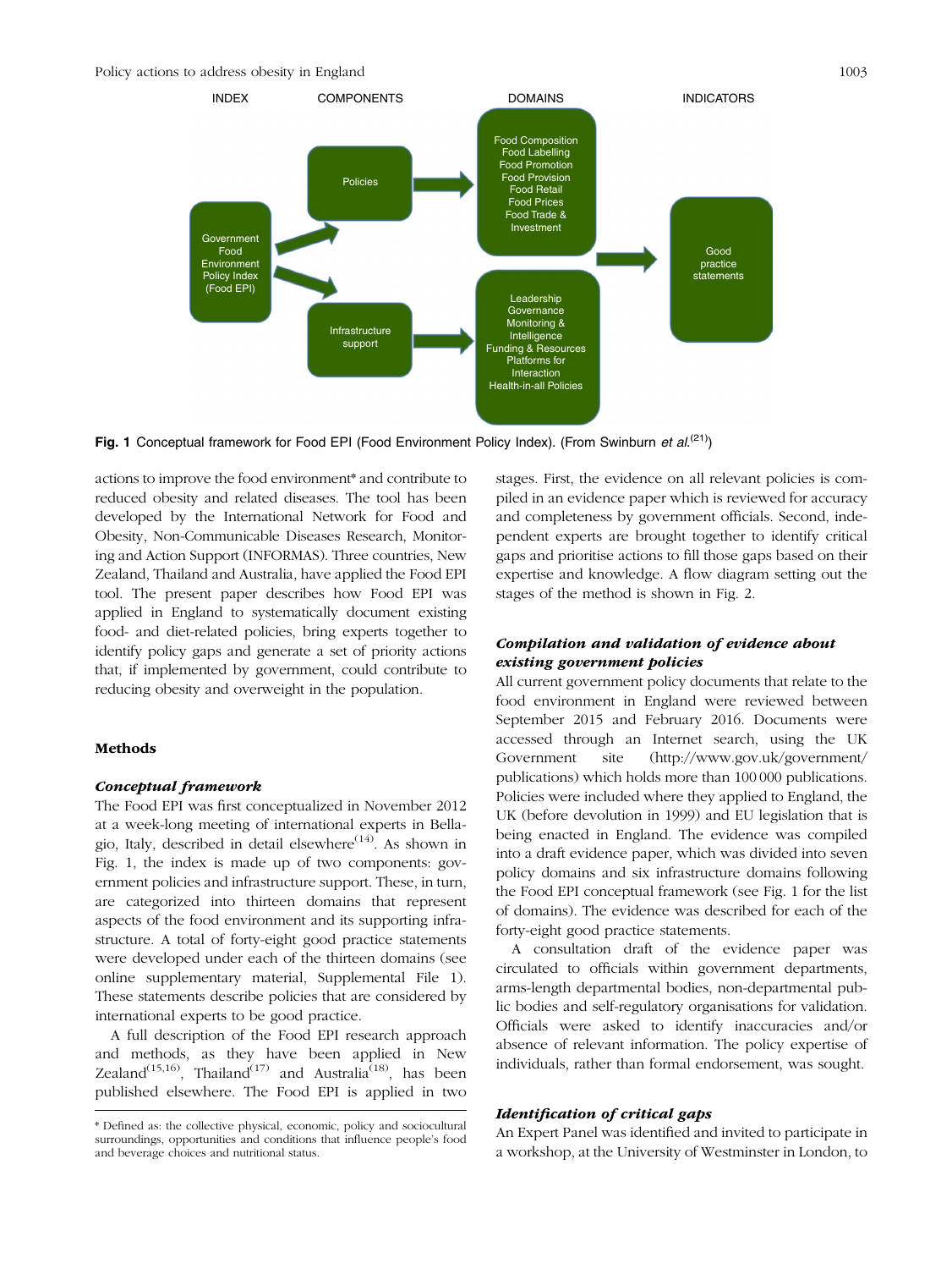INDEX | COMPONENTS | DOMAINS | INDICATORS

Government Food Environment Policy Index (Food EPI)

Policies → Food Composition, Food Labelling, Food Promotion, Food Provision, Food Retail, Food Prices, Food Trade & Investment

Infrastructure support → Leadership, Governance, Monitoring & Intelligence, Funding & Resources, Platforms for Interaction, Health-in-all Policies

→ Good practice statements

**Fig. 1** Conceptual framework for Food EPI (Food Environment Policy Index). (From Swinburn *et al.*[21])

actions to improve the food environment* and contribute to reduced obesity and related diseases. The tool has been developed by the International Network for Food and Obesity, Non-Communicable Diseases Research, Monitoring and Action Support (INFORMAS). Three countries, New Zealand, Thailand and Australia, have applied the Food EPI tool. The present paper describes how Food EPI was applied in England to systematically document existing food- and diet-related policies, bring experts together to identify policy gaps and generate a set of priority actions that, if implemented by government, could contribute to reducing obesity and overweight in the population.

## Methods

### *Conceptual framework*

The Food EPI was first conceptualized in November 2012 at a week-long meeting of international experts in Bellagio, Italy, described in detail elsewhere[14]. As shown in Fig. 1, the index is made up of two components: government policies and infrastructure support. These, in turn, are categorized into thirteen domains that represent aspects of the food environment and its supporting infrastructure. A total of forty-eight good practice statements were developed under each of the thirteen domains (see online supplementary material, Supplemental File 1). These statements describe policies that are considered by international experts to be good practice.

A full description of the Food EPI research approach and methods, as they have been applied in New Zealand[15,16], Thailand[17] and Australia[18], has been published elsewhere. The Food EPI is applied in two stages. First, the evidence on all relevant policies is compiled in an evidence paper which is reviewed for accuracy and completeness by government officials. Second, independent experts are brought together to identify critical gaps and prioritise actions to fill those gaps based on their expertise and knowledge. A flow diagram setting out the stages of the method is shown in Fig. 2.

### *Compilation and validation of evidence about existing government policies*

All current government policy documents that relate to the food environment in England were reviewed between September 2015 and February 2016. Documents were accessed through an Internet search, using the UK Government site (http://www.gov.uk/government/publications) which holds more than 100 000 publications. Policies were included where they applied to England, the UK (before devolution in 1999) and EU legislation that is being enacted in England. The evidence was compiled into a draft evidence paper, which was divided into seven policy domains and six infrastructure domains following the Food EPI conceptual framework (see Fig. 1 for the list of domains). The evidence was described for each of the forty-eight good practice statements.

A consultation draft of the evidence paper was circulated to officials within government departments, arms-length departmental bodies, non-departmental public bodies and self-regulatory organisations for validation. Officials were asked to identify inaccuracies and/or absence of relevant information. The policy expertise of individuals, rather than formal endorsement, was sought.

### *Identification of critical gaps*

An Expert Panel was identified and invited to participate in a workshop, at the University of Westminster in London, to

* Defined as: the collective physical, economic, policy and sociocultural surroundings, opportunities and conditions that influence people's food and beverage choices and nutritional status.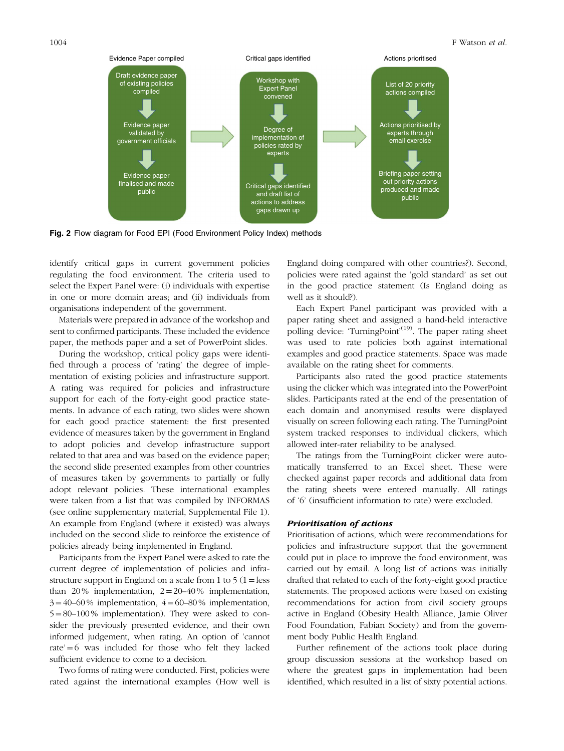Evidence Paper compiled

Draft evidence paper of existing policies compiled

Evidence paper validated by government officials

Evidence paper finalised and made public

Critical gaps identified

Workshop with Expert Panel convened

Degree of implementation of policies rated by experts

Critical gaps identified and draft list of actions to address gaps drawn up

Actions prioritised

List of 20 priority actions compiled

Actions prioritised by experts through email exercise

Briefing paper setting out priority actions produced and made public

**Fig. 2** Flow diagram for Food EPI (Food Environment Policy Index) methods

identify critical gaps in current government policies regulating the food environment. The criteria used to select the Expert Panel were: (i) individuals with expertise in one or more domain areas; and (ii) individuals from organisations independent of the government.

Materials were prepared in advance of the workshop and sent to confirmed participants. These included the evidence paper, the methods paper and a set of PowerPoint slides.

During the workshop, critical policy gaps were identified through a process of 'rating' the degree of implementation of existing policies and infrastructure support. A rating was required for policies and infrastructure support for each of the forty-eight good practice statements. In advance of each rating, two slides were shown for each good practice statement: the first presented evidence of measures taken by the government in England to adopt policies and develop infrastructure support related to that area and was based on the evidence paper; the second slide presented examples from other countries of measures taken by governments to partially or fully adopt relevant policies. These international examples were taken from a list that was compiled by INFORMAS (see online supplementary material, Supplemental File 1). An example from England (where it existed) was always included on the second slide to reinforce the existence of policies already being implemented in England.

Participants from the Expert Panel were asked to rate the current degree of implementation of policies and infrastructure support in England on a scale from 1 to 5 (1 = less than 20 % implementation, 2 = 20–40 % implementation, 3 = 40–60 % implementation, 4 = 60–80 % implementation, 5 = 80–100 % implementation). They were asked to consider the previously presented evidence, and their own informed judgement, when rating. An option of 'cannot rate' = 6 was included for those who felt they lacked sufficient evidence to come to a decision.

Two forms of rating were conducted. First, policies were rated against the international examples (How well is England doing compared with other countries?). Second, policies were rated against the 'gold standard' as set out in the good practice statement (Is England doing as well as it should?).

Each Expert Panel participant was provided with a paper rating sheet and assigned a hand-held interactive polling device: 'TurningPoint'[19]. The paper rating sheet was used to rate policies both against international examples and good practice statements. Space was made available on the rating sheet for comments.

Participants also rated the good practice statements using the clicker which was integrated into the PowerPoint slides. Participants rated at the end of the presentation of each domain and anonymised results were displayed visually on screen following each rating. The TurningPoint system tracked responses to individual clickers, which allowed inter-rater reliability to be analysed.

The ratings from the TurningPoint clicker were automatically transferred to an Excel sheet. These were checked against paper records and additional data from the rating sheets were entered manually. All ratings of '6' (insufficient information to rate) were excluded.

### *Prioritisation of actions*

Prioritisation of actions, which were recommendations for policies and infrastructure support that the government could put in place to improve the food environment, was carried out by email. A long list of actions was initially drafted that related to each of the forty-eight good practice statements. The proposed actions were based on existing recommendations for action from civil society groups active in England (Obesity Health Alliance, Jamie Oliver Food Foundation, Fabian Society) and from the government body Public Health England.

Further refinement of the actions took place during group discussion sessions at the workshop based on where the greatest gaps in implementation had been identified, which resulted in a list of sixty potential actions.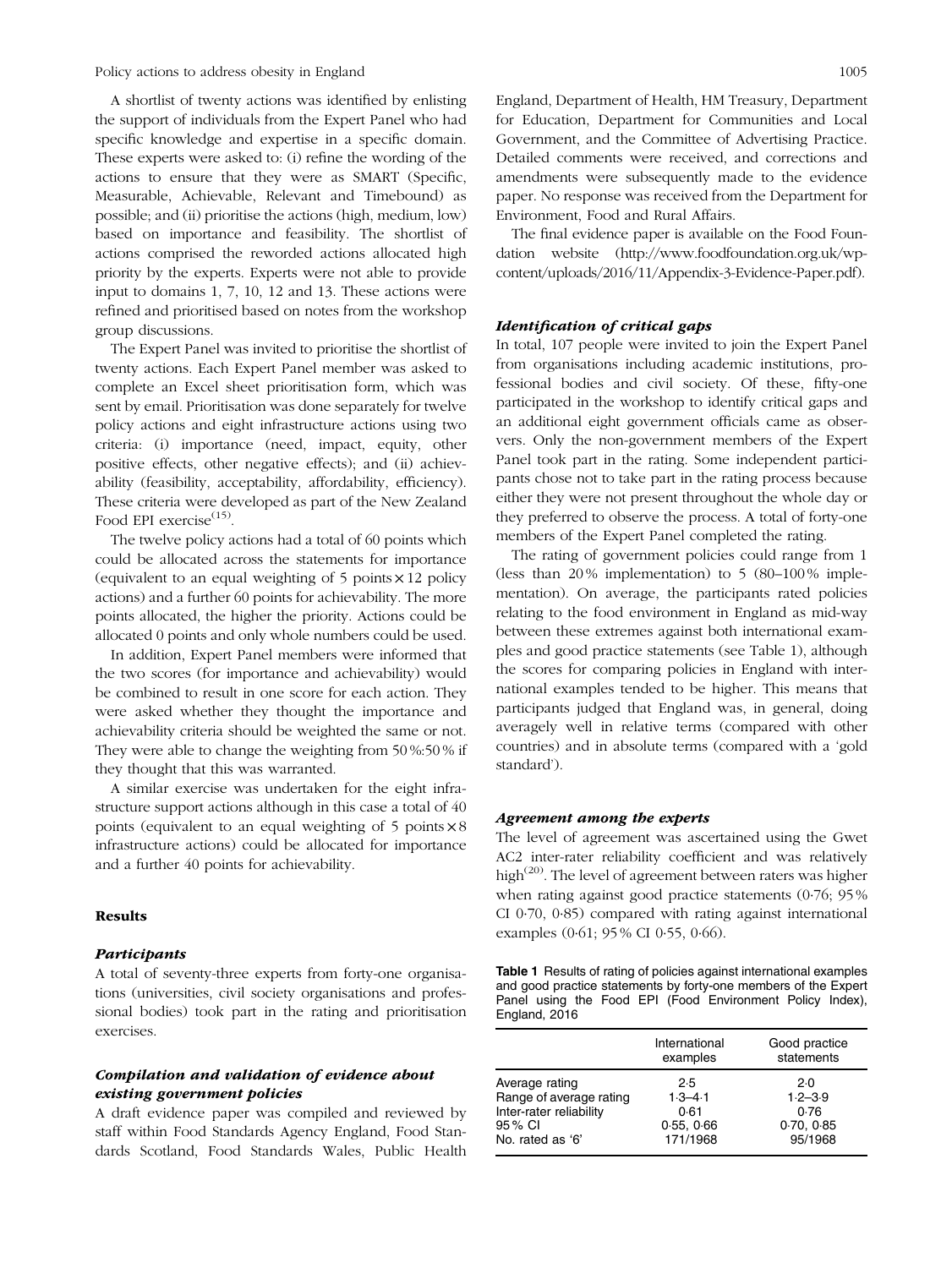A shortlist of twenty actions was identified by enlisting the support of individuals from the Expert Panel who had specific knowledge and expertise in a specific domain. These experts were asked to: (i) refine the wording of the actions to ensure that they were as SMART (Specific, Measurable, Achievable, Relevant and Timebound) as possible; and (ii) prioritise the actions (high, medium, low) based on importance and feasibility. The shortlist of actions comprised the reworded actions allocated high priority by the experts. Experts were not able to provide input to domains 1, 7, 10, 12 and 13. These actions were refined and prioritised based on notes from the workshop group discussions.

The Expert Panel was invited to prioritise the shortlist of twenty actions. Each Expert Panel member was asked to complete an Excel sheet prioritisation form, which was sent by email. Prioritisation was done separately for twelve policy actions and eight infrastructure actions using two criteria: (i) importance (need, impact, equity, other positive effects, other negative effects); and (ii) achievability (feasibility, acceptability, affordability, efficiency). These criteria were developed as part of the New Zealand Food EPI exercise[15].

The twelve policy actions had a total of 60 points which could be allocated across the statements for importance (equivalent to an equal weighting of 5 points × 12 policy actions) and a further 60 points for achievability. The more points allocated, the higher the priority. Actions could be allocated 0 points and only whole numbers could be used.

In addition, Expert Panel members were informed that the two scores (for importance and achievability) would be combined to result in one score for each action. They were asked whether they thought the importance and achievability criteria should be weighted the same or not. They were able to change the weighting from 50 %:50 % if they thought that this was warranted.

A similar exercise was undertaken for the eight infrastructure support actions although in this case a total of 40 points (equivalent to an equal weighting of 5 points × 8 infrastructure actions) could be allocated for importance and a further 40 points for achievability.

## Results

### *Participants*

A total of seventy-three experts from forty-one organisations (universities, civil society organisations and professional bodies) took part in the rating and prioritisation exercises.

### *Compilation and validation of evidence about existing government policies*

A draft evidence paper was compiled and reviewed by staff within Food Standards Agency England, Food Standards Scotland, Food Standards Wales, Public Health England, Department of Health, HM Treasury, Department for Education, Department for Communities and Local Government, and the Committee of Advertising Practice. Detailed comments were received, and corrections and amendments were subsequently made to the evidence paper. No response was received from the Department for Environment, Food and Rural Affairs.

The final evidence paper is available on the Food Foundation website (http://www.foodfoundation.org.uk/wp-content/uploads/2016/11/Appendix-3-Evidence-Paper.pdf).

### *Identification of critical gaps*

In total, 107 people were invited to join the Expert Panel from organisations including academic institutions, professional bodies and civil society. Of these, fifty-one participated in the workshop to identify critical gaps and an additional eight government officials came as observers. Only the non-government members of the Expert Panel took part in the rating. Some independent participants chose not to take part in the rating process because either they were not present throughout the whole day or they preferred to observe the process. A total of forty-one members of the Expert Panel completed the rating.

The rating of government policies could range from 1 (less than 20 % implementation) to 5 (80–100 % implementation). On average, the participants rated policies relating to the food environment in England as mid-way between these extremes against both international examples and good practice statements (see Table 1), although the scores for comparing policies in England with international examples tended to be higher. This means that participants judged that England was, in general, doing averagely well in relative terms (compared with other countries) and in absolute terms (compared with a 'gold standard').

### *Agreement among the experts*

The level of agreement was ascertained using the Gwet AC2 inter-rater reliability coefficient and was relatively high[20]. The level of agreement between raters was higher when rating against good practice statements (0·76; 95 % CI 0·70, 0·85) compared with rating against international examples (0·61; 95 % CI 0·55, 0·66).

**Table 1** Results of rating of policies against international examples and good practice statements by forty-one members of the Expert Panel using the Food EPI (Food Environment Policy Index), England, 2016

| | International examples | Good practice statements |
|---|---|---|
| Average rating | 2·5 | 2·0 |
| Range of average rating | 1·3–4·1 | 1·2–3·9 |
| Inter-rater reliability | 0·61 | 0·76 |
| 95 % CI | 0·55, 0·66 | 0·70, 0·85 |
| No. rated as '6' | 171/1968 | 95/1968 |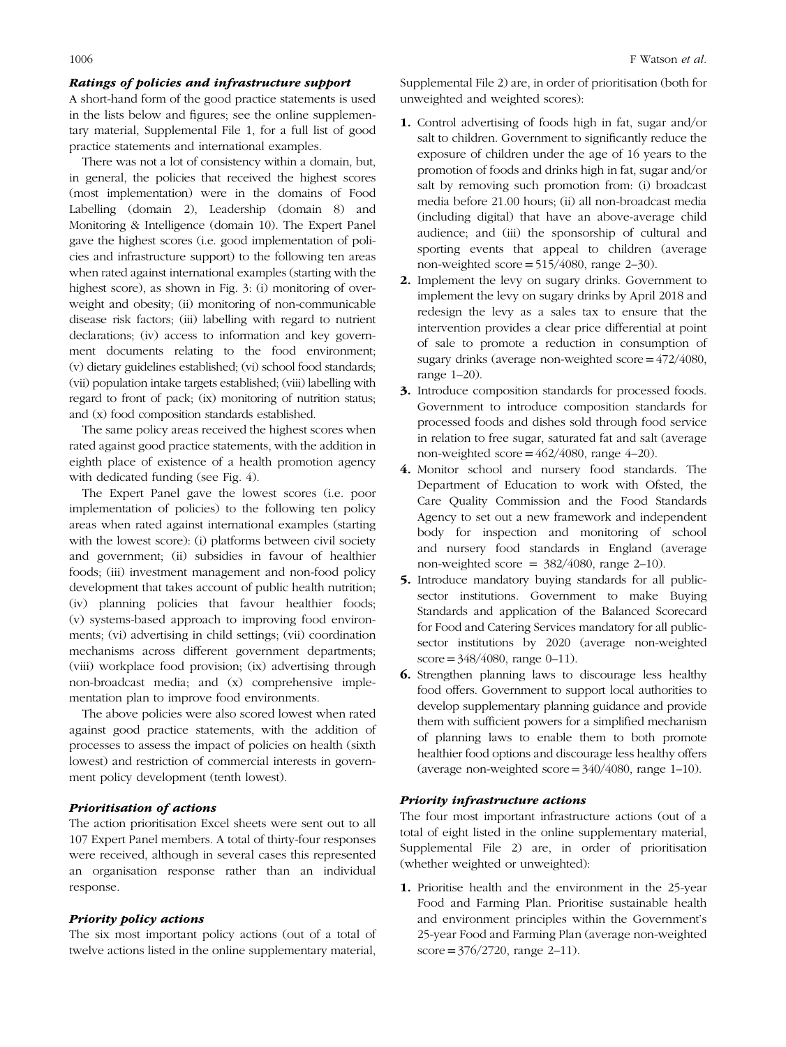### Ratings of policies and infrastructure support

A short-hand form of the good practice statements is used in the lists below and figures; see the online supplementary material, Supplemental File 1, for a full list of good practice statements and international examples.

There was not a lot of consistency within a domain, but, in general, the policies that received the highest scores (most implementation) were in the domains of Food Labelling (domain 2), Leadership (domain 8) and Monitoring & Intelligence (domain 10). The Expert Panel gave the highest scores (i.e. good implementation of policies and infrastructure support) to the following ten areas when rated against international examples (starting with the highest score), as shown in Fig. 3: (i) monitoring of overweight and obesity; (ii) monitoring of non-communicable disease risk factors; (iii) labelling with regard to nutrient declarations; (iv) access to information and key government documents relating to the food environment; (v) dietary guidelines established; (vi) school food standards; (vii) population intake targets established; (viii) labelling with regard to front of pack; (ix) monitoring of nutrition status; and (x) food composition standards established.

The same policy areas received the highest scores when rated against good practice statements, with the addition in eighth place of existence of a health promotion agency with dedicated funding (see Fig. 4).

The Expert Panel gave the lowest scores (i.e. poor implementation of policies) to the following ten policy areas when rated against international examples (starting with the lowest score): (i) platforms between civil society and government; (ii) subsidies in favour of healthier foods; (iii) investment management and non-food policy development that takes account of public health nutrition; (iv) planning policies that favour healthier foods; (v) systems-based approach to improving food environments; (vi) advertising in child settings; (vii) coordination mechanisms across different government departments; (viii) workplace food provision; (ix) advertising through non-broadcast media; and (x) comprehensive implementation plan to improve food environments.

The above policies were also scored lowest when rated against good practice statements, with the addition of processes to assess the impact of policies on health (sixth lowest) and restriction of commercial interests in government policy development (tenth lowest).

### Prioritisation of actions

The action prioritisation Excel sheets were sent out to all 107 Expert Panel members. A total of thirty-four responses were received, although in several cases this represented an organisation response rather than an individual response.

### Priority policy actions

The six most important policy actions (out of a total of twelve actions listed in the online supplementary material, Supplemental File 2) are, in order of prioritisation (both for unweighted and weighted scores):

1. Control advertising of foods high in fat, sugar and/or salt to children. Government to significantly reduce the exposure of children under the age of 16 years to the promotion of foods and drinks high in fat, sugar and/or salt by removing such promotion from: (i) broadcast media before 21.00 hours; (ii) all non-broadcast media (including digital) that have an above-average child audience; and (iii) the sponsorship of cultural and sporting events that appeal to children (average non-weighted score = 515/4080, range 2–30).
2. Implement the levy on sugary drinks. Government to implement the levy on sugary drinks by April 2018 and redesign the levy as a sales tax to ensure that the intervention provides a clear price differential at point of sale to promote a reduction in consumption of sugary drinks (average non-weighted score = 472/4080, range 1–20).
3. Introduce composition standards for processed foods. Government to introduce composition standards for processed foods and dishes sold through food service in relation to free sugar, saturated fat and salt (average non-weighted score = 462/4080, range 4–20).
4. Monitor school and nursery food standards. The Department of Education to work with Ofsted, the Care Quality Commission and the Food Standards Agency to set out a new framework and independent body for inspection and monitoring of school and nursery food standards in England (average non-weighted score = 382/4080, range 2–10).
5. Introduce mandatory buying standards for all public-sector institutions. Government to make Buying Standards and application of the Balanced Scorecard for Food and Catering Services mandatory for all public-sector institutions by 2020 (average non-weighted score = 348/4080, range 0–11).
6. Strengthen planning laws to discourage less healthy food offers. Government to support local authorities to develop supplementary planning guidance and provide them with sufficient powers for a simplified mechanism of planning laws to enable them to both promote healthier food options and discourage less healthy offers (average non-weighted score = 340/4080, range 1–10).

### Priority infrastructure actions

The four most important infrastructure actions (out of a total of eight listed in the online supplementary material, Supplemental File 2) are, in order of prioritisation (whether weighted or unweighted):

1. Prioritise health and the environment in the 25-year Food and Farming Plan. Prioritise sustainable health and environment principles within the Government's 25-year Food and Farming Plan (average non-weighted score = 376/2720, range 2–11).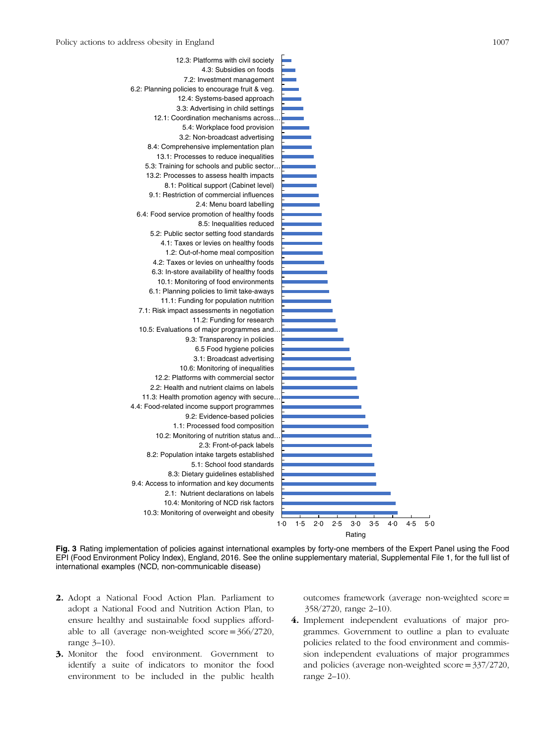**Fig. 3** Rating implementation of policies against international examples by forty-one members of the Expert Panel using the Food EPI (Food Environment Policy Index), England, 2016. See the online supplementary material, Supplemental File 1, for the full list of international examples (NCD, non-communicable disease)

2. Adopt a National Food Action Plan. Parliament to adopt a National Food and Nutrition Action Plan, to ensure healthy and sustainable food supplies affordable to all (average non-weighted score = 366/2720, range 3–10).
3. Monitor the food environment. Government to identify a suite of indicators to monitor the food environment to be included in the public health outcomes framework (average non-weighted score = 358/2720, range 2–10).
4. Implement independent evaluations of major programmes. Government to outline a plan to evaluate policies related to the food environment and commission independent evaluations of major programmes and policies (average non-weighted score = 337/2720, range 2–10).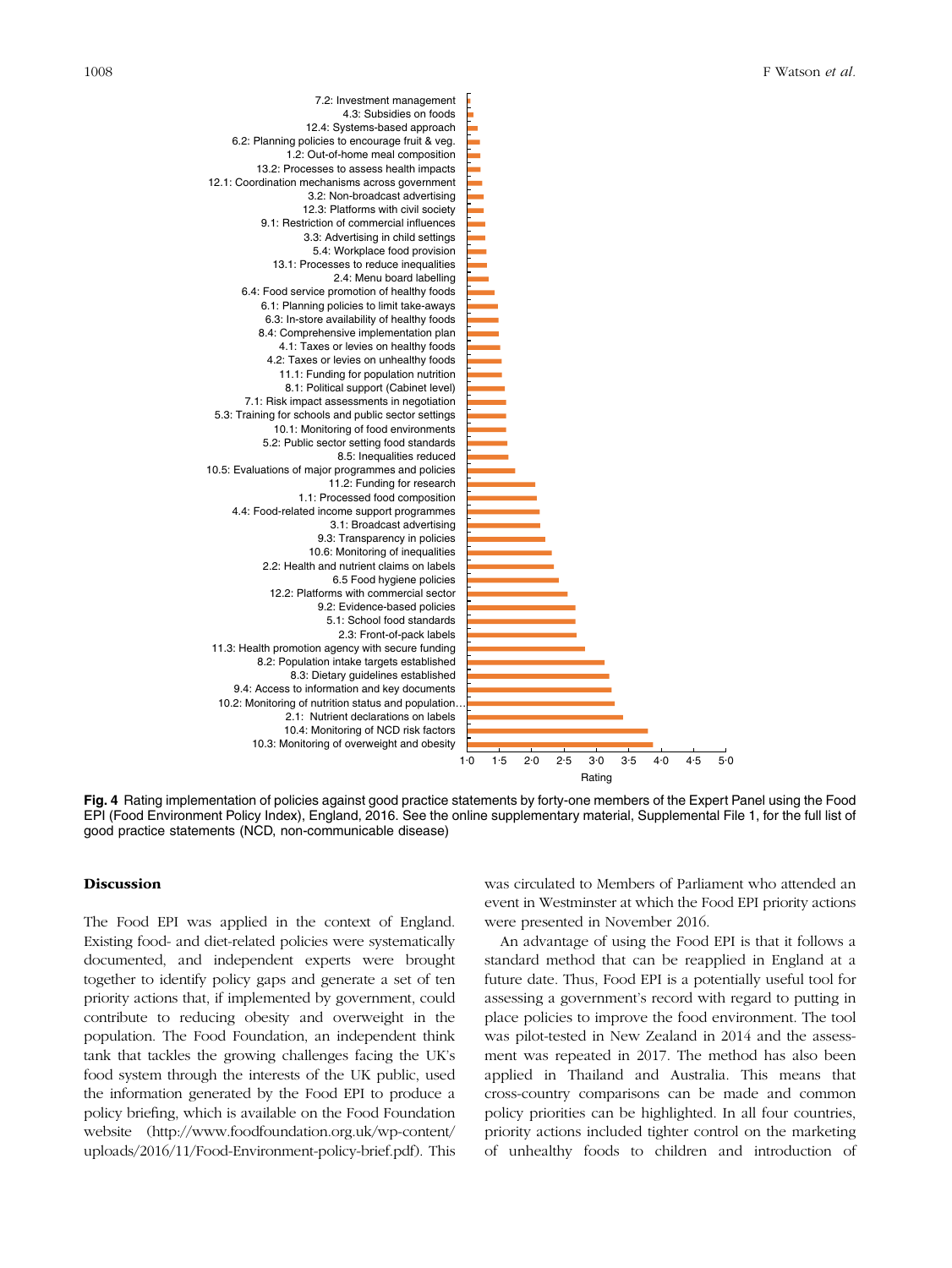7.2: Investment management
4.3: Subsidies on foods
12.4: Systems-based approach
6.2: Planning policies to encourage fruit & veg.
1.2: Out-of-home meal composition
13.2: Processes to assess health impacts
12.1: Coordination mechanisms across government
3.2: Non-broadcast advertising
12.3: Platforms with civil society
9.1: Restriction of commercial influences
3.3: Advertising in child settings
5.4: Workplace food provision
13.1: Processes to reduce inequalities
2.4: Menu board labelling
6.4: Food service promotion of healthy foods
6.1: Planning policies to limit take-aways
6.3: In-store availability of healthy foods
8.4: Comprehensive implementation plan
4.1: Taxes or levies on healthy foods
4.2: Taxes or levies on unhealthy foods
11.1: Funding for population nutrition
8.1: Political support (Cabinet level)
7.1: Risk impact assessments in negotiation
5.3: Training for schools and public sector settings
10.1: Monitoring of food environments
5.2: Public sector setting food standards
8.5: Inequalities reduced
10.5: Evaluations of major programmes and policies
11.2: Funding for research
1.1: Processed food composition
4.4: Food-related income support programmes
3.1: Broadcast advertising
9.3: Transparency in policies
10.6: Monitoring of inequalities
2.2: Health and nutrient claims on labels
6.5 Food hygiene policies
12.2: Platforms with commercial sector
9.2: Evidence-based policies
5.1: School food standards
2.3: Front-of-pack labels
11.3: Health promotion agency with secure funding
8.2: Population intake targets established
8.3: Dietary guidelines established
9.4: Access to information and key documents
10.2: Monitoring of nutrition status and population…
2.1: Nutrient declarations on labels
10.4: Monitoring of NCD risk factors
10.3: Monitoring of overweight and obesity

Rating: 1·0 1·5 2·0 2·5 3·0 3·5 4·0 4·5 5·0

**Fig. 4** Rating implementation of policies against good practice statements by forty-one members of the Expert Panel using the Food EPI (Food Environment Policy Index), England, 2016. See the online supplementary material, Supplemental File 1, for the full list of good practice statements (NCD, non-communicable disease)

## Discussion

The Food EPI was applied in the context of England. Existing food- and diet-related policies were systematically documented, and independent experts were brought together to identify policy gaps and generate a set of ten priority actions that, if implemented by government, could contribute to reducing obesity and overweight in the population. The Food Foundation, an independent think tank that tackles the growing challenges facing the UK's food system through the interests of the UK public, used the information generated by the Food EPI to produce a policy briefing, which is available on the Food Foundation website (http://www.foodfoundation.org.uk/wp-content/uploads/2016/11/Food-Environment-policy-brief.pdf). This was circulated to Members of Parliament who attended an event in Westminster at which the Food EPI priority actions were presented in November 2016.

An advantage of using the Food EPI is that it follows a standard method that can be reapplied in England at a future date. Thus, Food EPI is a potentially useful tool for assessing a government's record with regard to putting in place policies to improve the food environment. The tool was pilot-tested in New Zealand in 2014 and the assessment was repeated in 2017. The method has also been applied in Thailand and Australia. This means that cross-country comparisons can be made and common policy priorities can be highlighted. In all four countries, priority actions included tighter control on the marketing of unhealthy foods to children and introduction of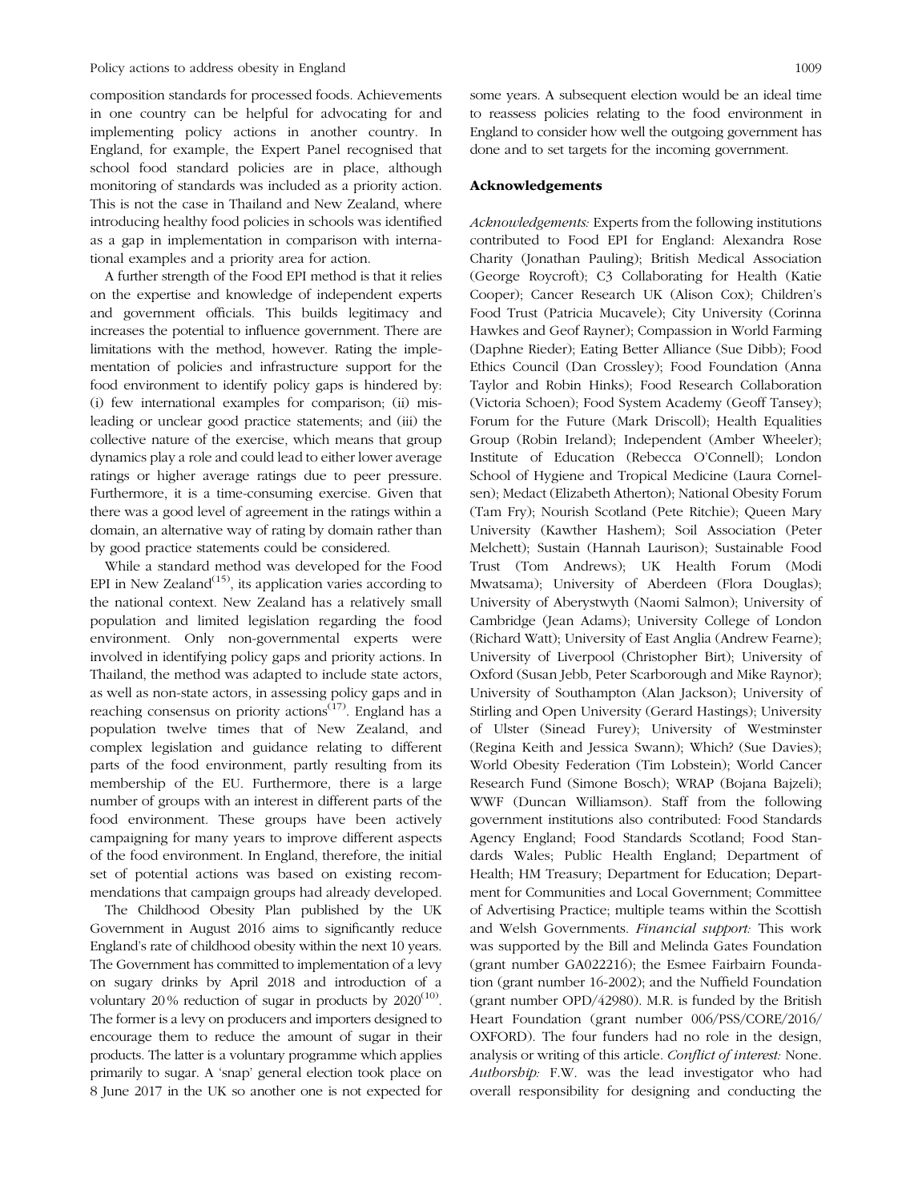composition standards for processed foods. Achievements in one country can be helpful for advocating for and implementing policy actions in another country. In England, for example, the Expert Panel recognised that school food standard policies are in place, although monitoring of standards was included as a priority action. This is not the case in Thailand and New Zealand, where introducing healthy food policies in schools was identified as a gap in implementation in comparison with international examples and a priority area for action.

A further strength of the Food EPI method is that it relies on the expertise and knowledge of independent experts and government officials. This builds legitimacy and increases the potential to influence government. There are limitations with the method, however. Rating the implementation of policies and infrastructure support for the food environment to identify policy gaps is hindered by: (i) few international examples for comparison; (ii) misleading or unclear good practice statements; and (iii) the collective nature of the exercise, which means that group dynamics play a role and could lead to either lower average ratings or higher average ratings due to peer pressure. Furthermore, it is a time-consuming exercise. Given that there was a good level of agreement in the ratings within a domain, an alternative way of rating by domain rather than by good practice statements could be considered.

While a standard method was developed for the Food EPI in New Zealand[15], its application varies according to the national context. New Zealand has a relatively small population and limited legislation regarding the food environment. Only non-governmental experts were involved in identifying policy gaps and priority actions. In Thailand, the method was adapted to include state actors, as well as non-state actors, in assessing policy gaps and in reaching consensus on priority actions[17]. England has a population twelve times that of New Zealand, and complex legislation and guidance relating to different parts of the food environment, partly resulting from its membership of the EU. Furthermore, there is a large number of groups with an interest in different parts of the food environment. These groups have been actively campaigning for many years to improve different aspects of the food environment. In England, therefore, the initial set of potential actions was based on existing recommendations that campaign groups had already developed.

The Childhood Obesity Plan published by the UK Government in August 2016 aims to significantly reduce England's rate of childhood obesity within the next 10 years. The Government has committed to implementation of a levy on sugary drinks by April 2018 and introduction of a voluntary 20 % reduction of sugar in products by 2020[10]. The former is a levy on producers and importers designed to encourage them to reduce the amount of sugar in their products. The latter is a voluntary programme which applies primarily to sugar. A 'snap' general election took place on 8 June 2017 in the UK so another one is not expected for some years. A subsequent election would be an ideal time to reassess policies relating to the food environment in England to consider how well the outgoing government has done and to set targets for the incoming government.

## Acknowledgements

*Acknowledgements:* Experts from the following institutions contributed to Food EPI for England: Alexandra Rose Charity (Jonathan Pauling); British Medical Association (George Roycroft); C3 Collaborating for Health (Katie Cooper); Cancer Research UK (Alison Cox); Children's Food Trust (Patricia Mucavele); City University (Corinna Hawkes and Geof Rayner); Compassion in World Farming (Daphne Rieder); Eating Better Alliance (Sue Dibb); Food Ethics Council (Dan Crossley); Food Foundation (Anna Taylor and Robin Hinks); Food Research Collaboration (Victoria Schoen); Food System Academy (Geoff Tansey); Forum for the Future (Mark Driscoll); Health Equalities Group (Robin Ireland); Independent (Amber Wheeler); Institute of Education (Rebecca O'Connell); London School of Hygiene and Tropical Medicine (Laura Cornelsen); Medact (Elizabeth Atherton); National Obesity Forum (Tam Fry); Nourish Scotland (Pete Ritchie); Queen Mary University (Kawther Hashem); Soil Association (Peter Melchett); Sustain (Hannah Laurison); Sustainable Food Trust (Tom Andrews); UK Health Forum (Modi Mwatsama); University of Aberdeen (Flora Douglas); University of Aberystwyth (Naomi Salmon); University of Cambridge (Jean Adams); University College of London (Richard Watt); University of East Anglia (Andrew Fearne); University of Liverpool (Christopher Birt); University of Oxford (Susan Jebb, Peter Scarborough and Mike Rayner); University of Southampton (Alan Jackson); University of Stirling and Open University (Gerard Hastings); University of Ulster (Sinead Furey); University of Westminster (Regina Keith and Jessica Swann); Which? (Sue Davies); World Obesity Federation (Tim Lobstein); World Cancer Research Fund (Simone Bosch); WRAP (Bojana Bajzelj); WWF (Duncan Williamson). Staff from the following government institutions also contributed: Food Standards Agency England; Food Standards Scotland; Food Standards Wales; Public Health England; Department of Health; HM Treasury; Department for Education; Department for Communities and Local Government; Committee of Advertising Practice; multiple teams within the Scottish and Welsh Governments. *Financial support:* This work was supported by the Bill and Melinda Gates Foundation (grant number GA022216); the Esmee Fairbairn Foundation (grant number 16-2002); and the Nuffield Foundation (grant number OPD/42980). M.R. is funded by the British Heart Foundation (grant number 006/PSS/CORE/2016/OXFORD). The four funders had no role in the design, analysis or writing of this article. *Conflict of interest:* None. *Authorship:* F.W. was the lead investigator who had overall responsibility for designing and conducting the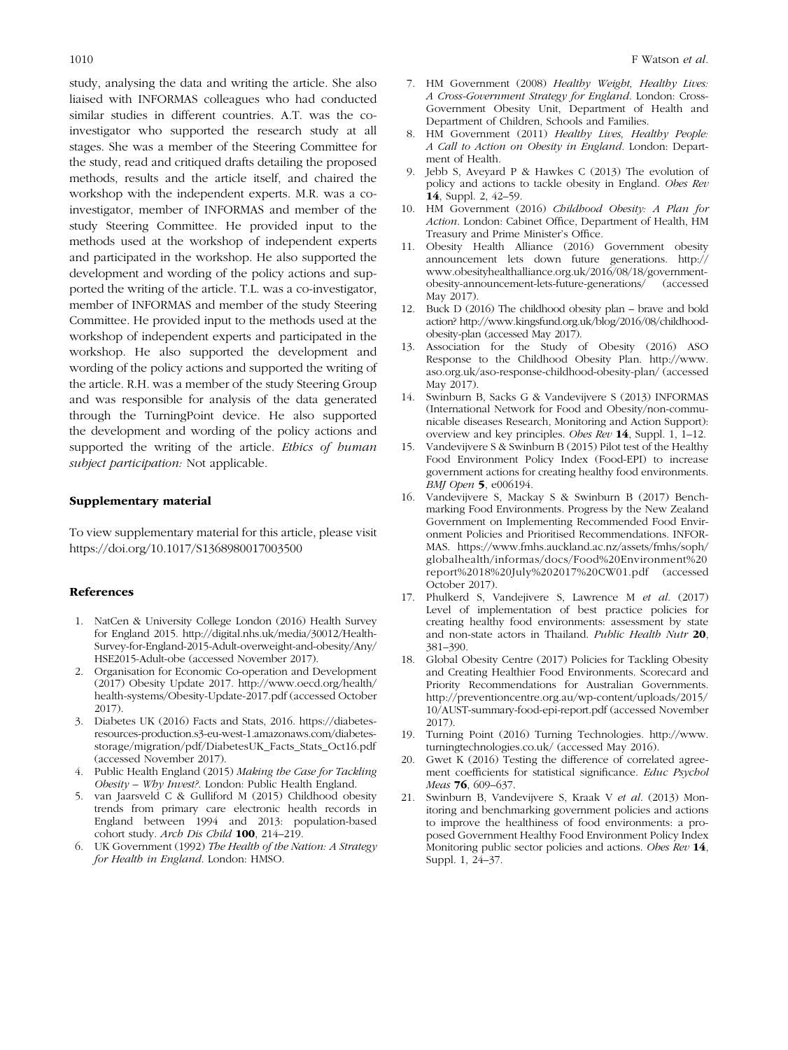study, analysing the data and writing the article. She also liaised with INFORMAS colleagues who had conducted similar studies in different countries. A.T. was the co-investigator who supported the research study at all stages. She was a member of the Steering Committee for the study, read and critiqued drafts detailing the proposed methods, results and the article itself, and chaired the workshop with the independent experts. M.R. was a co-investigator, member of INFORMAS and member of the study Steering Committee. He provided input to the methods used at the workshop of independent experts and participated in the workshop. He also supported the development and wording of the policy actions and supported the writing of the article. T.L. was a co-investigator, member of INFORMAS and member of the study Steering Committee. He provided input to the methods used at the workshop of independent experts and participated in the workshop. He also supported the development and wording of the policy actions and supported the writing of the article. R.H. was a member of the study Steering Group and was responsible for analysis of the data generated through the TurningPoint device. He also supported the development and wording of the policy actions and supported the writing of the article. *Ethics of human subject participation:* Not applicable.

### Supplementary material

To view supplementary material for this article, please visit https://doi.org/10.1017/S1368980017003500

### References

1. NatCen & University College London (2016) Health Survey for England 2015. http://digital.nhs.uk/media/30012/Health-Survey-for-England-2015-Adult-overweight-and-obesity/Any/HSE2015-Adult-obe (accessed November 2017).
2. Organisation for Economic Co-operation and Development (2017) Obesity Update 2017. http://www.oecd.org/health/health-systems/Obesity-Update-2017.pdf (accessed October 2017).
3. Diabetes UK (2016) Facts and Stats, 2016. https://diabetes-resources-production.s3-eu-west-1.amazonaws.com/diabetes-storage/migration/pdf/DiabetesUK_Facts_Stats_Oct16.pdf (accessed November 2017).
4. Public Health England (2015) *Making the Case for Tackling Obesity – Why Invest?*. London: Public Health England.
5. van Jaarsveld C & Gulliford M (2015) Childhood obesity trends from primary care electronic health records in England between 1994 and 2013: population-based cohort study. *Arch Dis Child* **100**, 214–219.
6. UK Government (1992) *The Health of the Nation: A Strategy for Health in England*. London: HMSO.
7. HM Government (2008) *Healthy Weight, Healthy Lives: A Cross-Government Strategy for England*. London: Cross-Government Obesity Unit, Department of Health and Department of Children, Schools and Families.
8. HM Government (2011) *Healthy Lives, Healthy People: A Call to Action on Obesity in England*. London: Department of Health.
9. Jebb S, Aveyard P & Hawkes C (2013) The evolution of policy and actions to tackle obesity in England. *Obes Rev* **14**, Suppl. 2, 42–59.
10. HM Government (2016) *Childhood Obesity: A Plan for Action*. London: Cabinet Office, Department of Health, HM Treasury and Prime Minister's Office.
11. Obesity Health Alliance (2016) Government obesity announcement lets down future generations. http://www.obesityhealthalliance.org.uk/2016/08/18/government-obesity-announcement-lets-future-generations/ (accessed May 2017).
12. Buck D (2016) The childhood obesity plan – brave and bold action? http://www.kingsfund.org.uk/blog/2016/08/childhood-obesity-plan (accessed May 2017).
13. Association for the Study of Obesity (2016) ASO Response to the Childhood Obesity Plan. http://www.aso.org.uk/aso-response-childhood-obesity-plan/ (accessed May 2017).
14. Swinburn B, Sacks G & Vandevijvere S (2013) INFORMAS (International Network for Food and Obesity/non-communicable diseases Research, Monitoring and Action Support): overview and key principles. *Obes Rev* **14**, Suppl. 1, 1–12.
15. Vandevijvere S & Swinburn B (2015) Pilot test of the Healthy Food Environment Policy Index (Food-EPI) to increase government actions for creating healthy food environments. *BMJ Open* **5**, e006194.
16. Vandevijvere S, Mackay S & Swinburn B (2017) Benchmarking Food Environments. Progress by the New Zealand Government on Implementing Recommended Food Environment Policies and Prioritised Recommendations. INFORMAS. https://www.fmhs.auckland.ac.nz/assets/fmhs/soph/globalhealth/informas/docs/Food%20Environment%20report%2018%20July%202017%20CW01.pdf (accessed October 2017).
17. Phulkerd S, Vandejivere S, Lawrence M *et al.* (2017) Level of implementation of best practice policies for creating healthy food environments: assessment by state and non-state actors in Thailand. *Public Health Nutr* **20**, 381–390.
18. Global Obesity Centre (2017) Policies for Tackling Obesity and Creating Healthier Food Environments. Scorecard and Priority Recommendations for Australian Governments. http://preventioncentre.org.au/wp-content/uploads/2015/10/AUST-summary-food-epi-report.pdf (accessed November 2017).
19. Turning Point (2016) Turning Technologies. http://www.turningtechnologies.co.uk/ (accessed May 2016).
20. Gwet K (2016) Testing the difference of correlated agreement coefficients for statistical significance. *Educ Psychol Meas* **76**, 609–637.
21. Swinburn B, Vandevijvere S, Kraak V *et al.* (2013) Monitoring and benchmarking government policies and actions to improve the healthiness of food environments: a proposed Government Healthy Food Environment Policy Index Monitoring public sector policies and actions. *Obes Rev* **14**, Suppl. 1, 24–37.